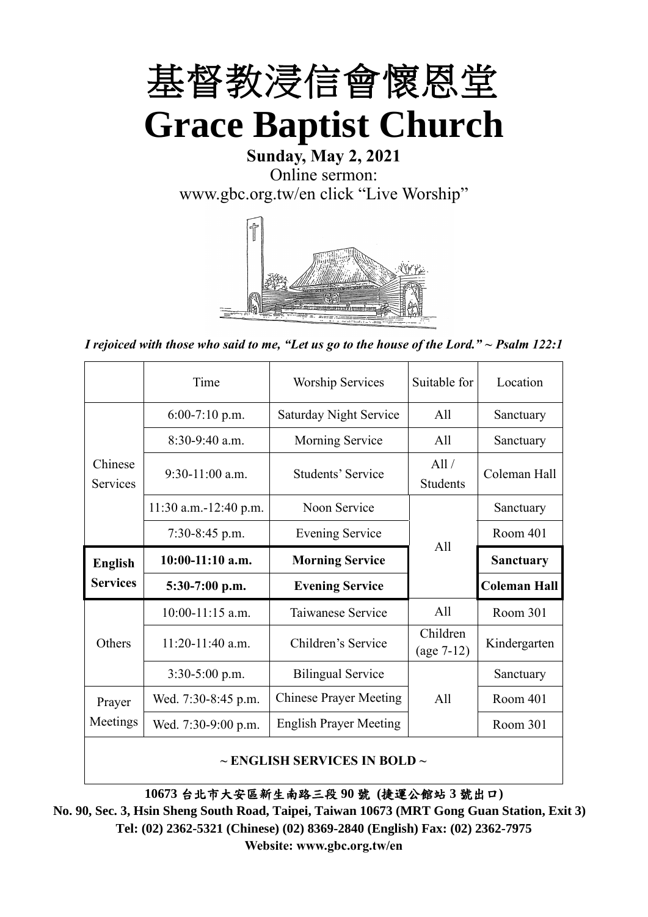# 基督教浸信會懷恩堂

# Grace Baptist Church

**Sunday, May 2, 2021**

Online sermon:

www.gbc.org.tw/en click "Live Worship"

*I rejoiced with those who said to me, "Let us go to the house of the Lord." ~ Psalm 122:1*

| | Time | Worship Services | Suitable for | Location |
|---|---|---|---|---|
| Chinese Services | 6:00-7:10 p.m. | Saturday Night Service | All | Sanctuary |
| | 8:30-9:40 a.m. | Morning Service | All | Sanctuary |
| | 9:30-11:00 a.m. | Students' Service | All / Students | Coleman Hall |
| | 11:30 a.m.-12:40 p.m. | Noon Service | All | Sanctuary |
| | 7:30-8:45 p.m. | Evening Service | All | Room 401 |
| **English Services** | **10:00-11:10 a.m.** | **Morning Service** | All | **Sanctuary** |
| | **5:30-7:00 p.m.** | **Evening Service** | All | **Coleman Hall** |
| Others | 10:00-11:15 a.m. | Taiwanese Service | All | Room 301 |
| | 11:20-11:40 a.m. | Children's Service | Children (age 7-12) | Kindergarten |
| | 3:30-5:00 p.m. | Bilingual Service | All | Sanctuary |
| Prayer Meetings | Wed. 7:30-8:45 p.m. | Chinese Prayer Meeting | All | Room 401 |
| | Wed. 7:30-9:00 p.m. | English Prayer Meeting | All | Room 301 |

**~ ENGLISH SERVICES IN BOLD ~**

**10673 台北市大安區新生南路三段 90 號 (捷運公館站 3 號出口)**

**No. 90, Sec. 3, Hsin Sheng South Road, Taipei, Taiwan 10673 (MRT Gong Guan Station, Exit 3)**

**Tel: (02) 2362-5321 (Chinese) (02) 8369-2840 (English) Fax: (02) 2362-7975**

**Website: www.gbc.org.tw/en**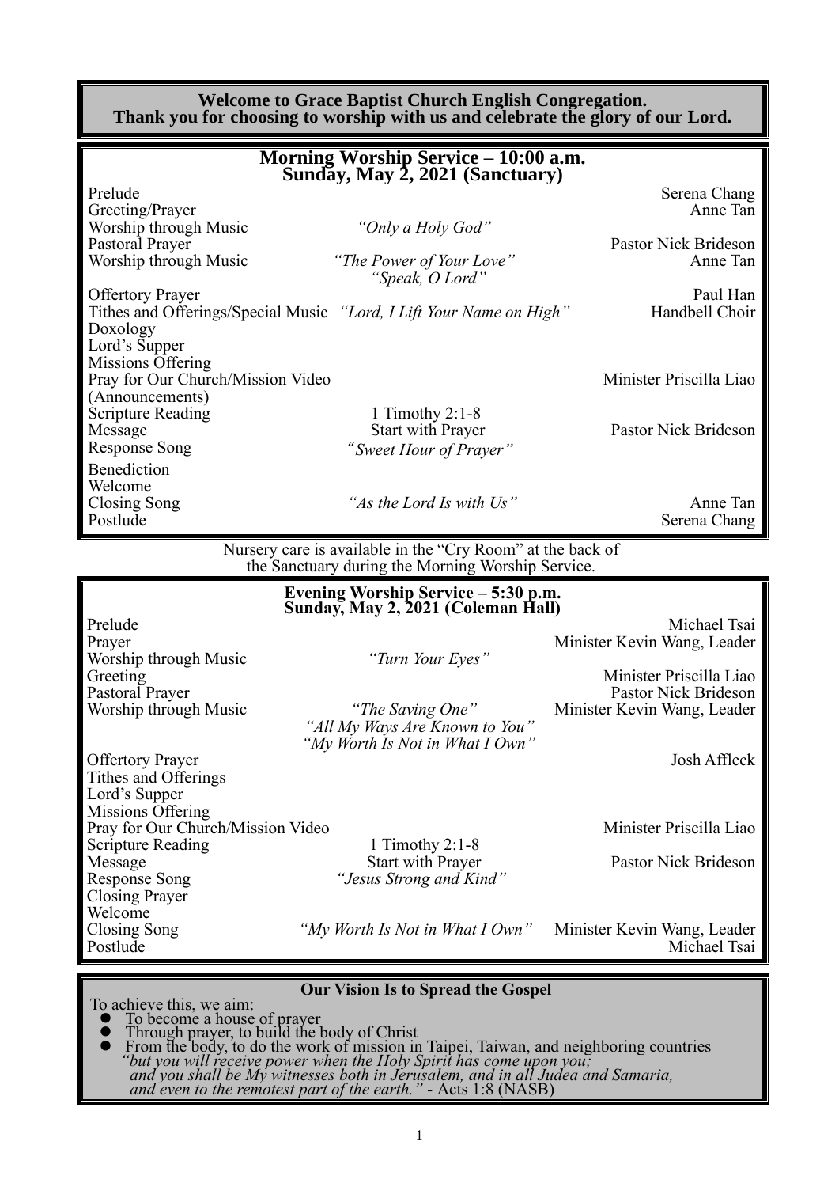**Welcome to Grace Baptist Church English Congregation.**
**Thank you for choosing to worship with us and celebrate the glory of our Lord.**

## Morning Worship Service – 10:00 a.m.
## Sunday, May 2, 2021 (Sanctuary)

| | | |
|---|---|---|
| Prelude | | Serena Chang |
| Greeting/Prayer | | Anne Tan |
| Worship through Music | *"Only a Holy God"* | |
| Pastoral Prayer | | Pastor Nick Brideson |
| Worship through Music | *"The Power of Your Love"* *"Speak, O Lord"* | Anne Tan |
| Offertory Prayer | | Paul Han |
| Tithes and Offerings/Special Music | *"Lord, I Lift Your Name on High"* | Handbell Choir |
| Doxology | | |
| Lord's Supper | | |
| Missions Offering | | |
| Pray for Our Church/Mission Video (Announcements) | | Minister Priscilla Liao |
| Scripture Reading | 1 Timothy 2:1-8 | |
| Message | Start with Prayer | Pastor Nick Brideson |
| Response Song | *"Sweet Hour of Prayer"* | |
| Benediction | | |
| Welcome | | |
| Closing Song | *"As the Lord Is with Us"* | Anne Tan |
| Postlude | | Serena Chang |

Nursery care is available in the "Cry Room" at the back of the Sanctuary during the Morning Worship Service.

## Evening Worship Service – 5:30 p.m.
## Sunday, May 2, 2021 (Coleman Hall)

| | | |
|---|---|---|
| Prelude | | Michael Tsai |
| Prayer | | Minister Kevin Wang, Leader |
| Worship through Music | *"Turn Your Eyes"* | |
| Greeting | | Minister Priscilla Liao |
| Pastoral Prayer | | Pastor Nick Brideson |
| Worship through Music | *"The Saving One"* *"All My Ways Are Known to You"* *"My Worth Is Not in What I Own"* | Minister Kevin Wang, Leader |
| Offertory Prayer | | Josh Affleck |
| Tithes and Offerings | | |
| Lord's Supper | | |
| Missions Offering | | |
| Pray for Our Church/Mission Video | | Minister Priscilla Liao |
| Scripture Reading | 1 Timothy 2:1-8 | |
| Message | Start with Prayer | Pastor Nick Brideson |
| Response Song | *"Jesus Strong and Kind"* | |
| Closing Prayer | | |
| Welcome | | |
| Closing Song | *"My Worth Is Not in What I Own"* | Minister Kevin Wang, Leader |
| Postlude | | Michael Tsai |

**Our Vision Is to Spread the Gospel**

To achieve this, we aim:

- To become a house of prayer
- Through prayer, to build the body of Christ
- From the body, to do the work of mission in Taipei, Taiwan, and neighboring countries

*"but you will receive power when the Holy Spirit has come upon you; and you shall be My witnesses both in Jerusalem, and in all Judea and Samaria, and even to the remotest part of the earth."* - Acts 1:8 (NASB)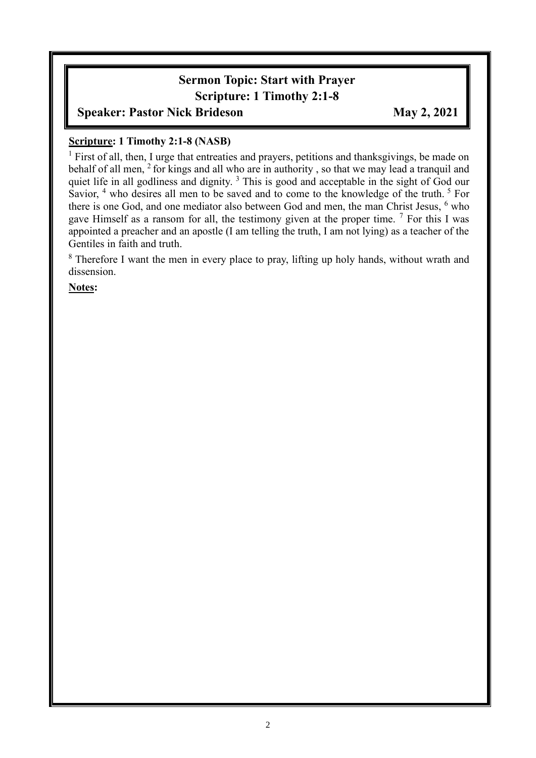## Sermon Topic: Start with Prayer

## Scripture: 1 Timothy 2:1-8

**Speaker: Pastor Nick Brideson** **May 2, 2021**

**Scripture: 1 Timothy 2:1-8 (NASB)**

[1] First of all, then, I urge that entreaties and prayers, petitions and thanksgivings, be made on behalf of all men, [2] for kings and all who are in authority , so that we may lead a tranquil and quiet life in all godliness and dignity. [3] This is good and acceptable in the sight of God our Savior, [4] who desires all men to be saved and to come to the knowledge of the truth. [5] For there is one God, and one mediator also between God and men, the man Christ Jesus, [6] who gave Himself as a ransom for all, the testimony given at the proper time. [7] For this I was appointed a preacher and an apostle (I am telling the truth, I am not lying) as a teacher of the Gentiles in faith and truth.

[8] Therefore I want the men in every place to pray, lifting up holy hands, without wrath and dissension.

**Notes:**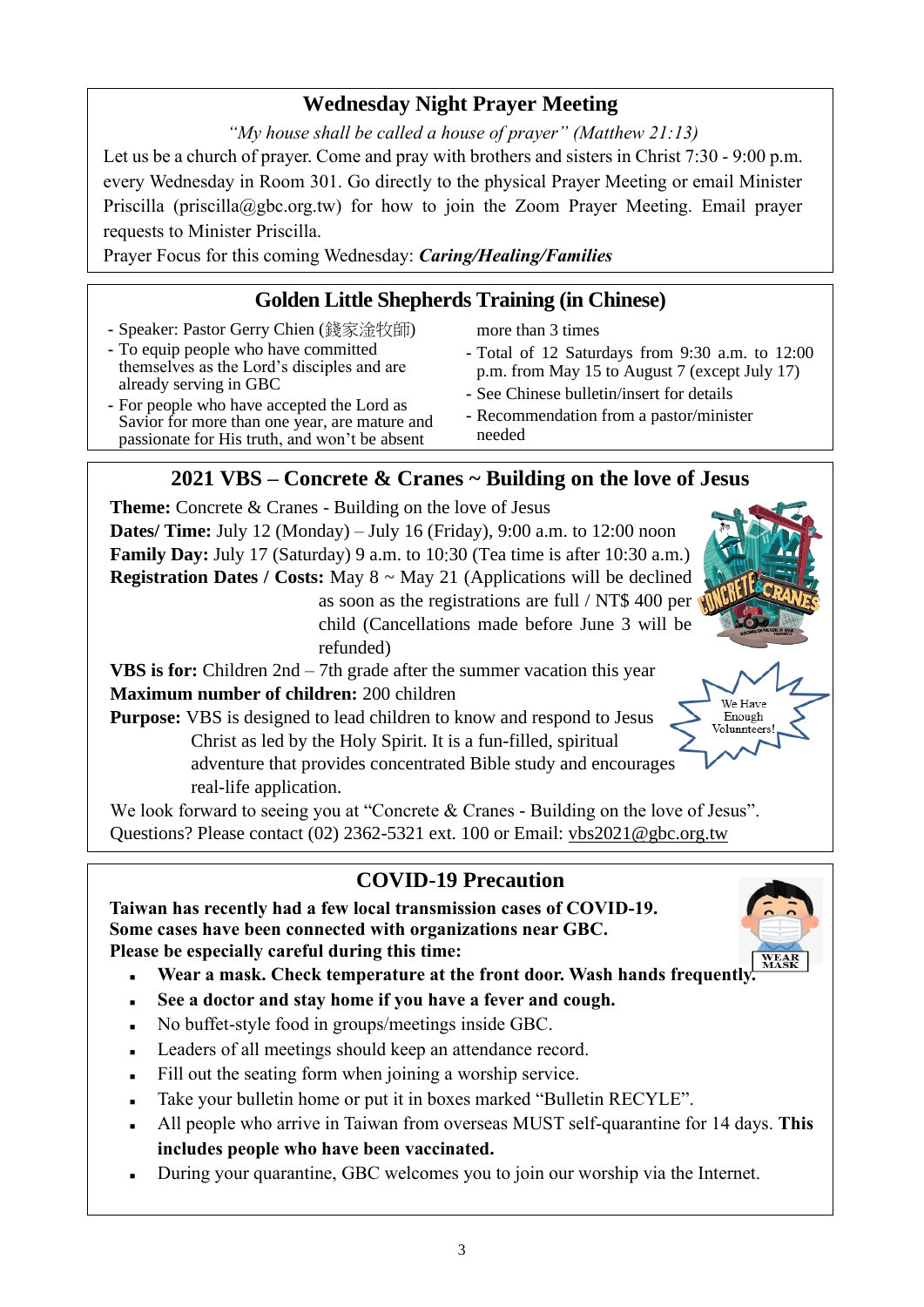## Wednesday Night Prayer Meeting

*"My house shall be called a house of prayer" (Matthew 21:13)*

Let us be a church of prayer. Come and pray with brothers and sisters in Christ 7:30 - 9:00 p.m. every Wednesday in Room 301. Go directly to the physical Prayer Meeting or email Minister Priscilla (priscilla@gbc.org.tw) for how to join the Zoom Prayer Meeting. Email prayer requests to Minister Priscilla.

Prayer Focus for this coming Wednesday: ***Caring/Healing/Families***

## Golden Little Shepherds Training (in Chinese)

- Speaker: Pastor Gerry Chien (錢家淦牧師)
- To equip people who have committed themselves as the Lord's disciples and are already serving in GBC
- For people who have accepted the Lord as Savior for more than one year, are mature and passionate for His truth, and won't be absent more than 3 times
- Total of 12 Saturdays from 9:30 a.m. to 12:00 p.m. from May 15 to August 7 (except July 17)
- See Chinese bulletin/insert for details
- Recommendation from a pastor/minister needed

## 2021 VBS – Concrete & Cranes ~ Building on the love of Jesus

**Theme:** Concrete & Cranes - Building on the love of Jesus

**Dates/ Time:** July 12 (Monday) – July 16 (Friday), 9:00 a.m. to 12:00 noon

**Family Day:** July 17 (Saturday) 9 a.m. to 10:30 (Tea time is after 10:30 a.m.)

**Registration Dates / Costs:** May 8 ~ May 21 (Applications will be declined as soon as the registrations are full / NT$ 400 per child (Cancellations made before June 3 will be refunded)

**VBS is for:** Children 2nd – 7th grade after the summer vacation this year

**Maximum number of children:** 200 children

**Purpose:** VBS is designed to lead children to know and respond to Jesus Christ as led by the Holy Spirit. It is a fun-filled, spiritual adventure that provides concentrated Bible study and encourages real-life application.

We Have Enough Volunteers!

We look forward to seeing you at "Concrete & Cranes - Building on the love of Jesus".

Questions? Please contact (02) 2362-5321 ext. 100 or Email: vbs2021@gbc.org.tw

## COVID-19 Precaution

**Taiwan has recently had a few local transmission cases of COVID-19.**
**Some cases have been connected with organizations near GBC.**
**Please be especially careful during this time:**

- **Wear a mask. Check temperature at the front door. Wash hands frequently.**
- **See a doctor and stay home if you have a fever and cough.**
- No buffet-style food in groups/meetings inside GBC.
- Leaders of all meetings should keep an attendance record.
- Fill out the seating form when joining a worship service.
- Take your bulletin home or put it in boxes marked "Bulletin RECYLE".
- All people who arrive in Taiwan from overseas MUST self-quarantine for 14 days. **This includes people who have been vaccinated.**
- During your quarantine, GBC welcomes you to join our worship via the Internet.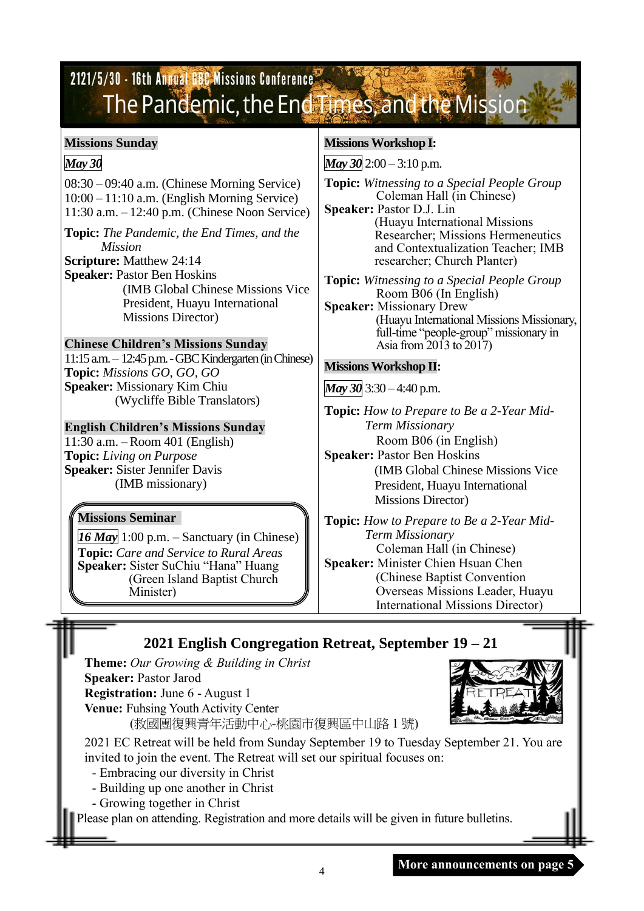## 2121/5/30 - 16th Annual GBC Missions Conference

# The Pandemic, the End Times, and the Mission

**Missions Sunday**

***May 30***

08:30 – 09:40 a.m. (Chinese Morning Service)
10:00 – 11:10 a.m. (English Morning Service)
11:30 a.m. – 12:40 p.m. (Chinese Noon Service)

**Topic:** *The Pandemic, the End Times, and the Mission*
**Scripture:** Matthew 24:14
**Speaker:** Pastor Ben Hoskins
(IMB Global Chinese Missions Vice President, Huayu International Missions Director)

**Chinese Children's Missions Sunday**
11:15 a.m. – 12:45 p.m. - GBC Kindergarten (in Chinese)
**Topic:** *Missions GO, GO, GO*
**Speaker:** Missionary Kim Chiu
(Wycliffe Bible Translators)

**English Children's Missions Sunday**
11:30 a.m. – Room 401 (English)
**Topic:** *Living on Purpose*
**Speaker:** Sister Jennifer Davis
(IMB missionary)

**Missions Seminar**

***16 May*** 1:00 p.m. – Sanctuary (in Chinese)
**Topic:** *Care and Service to Rural Areas*
**Speaker:** Sister SuChiu "Hana" Huang
(Green Island Baptist Church Minister)

**Missions Workshop I:**

***May 30*** 2:00 – 3:10 p.m.

**Topic:** *Witnessing to a Special People Group*
Coleman Hall (in Chinese)
**Speaker:** Pastor D.J. Lin
(Huayu International Missions Researcher; Missions Hermeneutics and Contextualization Teacher; IMB researcher; Church Planter)

**Topic:** *Witnessing to a Special People Group*
Room B06 (In English)
**Speaker:** Missionary Drew
(Huayu International Missions Missionary, full-time "people-group" missionary in Asia from 2013 to 2017)

**Missions Workshop II:**

***May 30*** 3:30 – 4:40 p.m.

**Topic:** *How to Prepare to Be a 2-Year Mid-Term Missionary*
Room B06 (in English)
**Speaker:** Pastor Ben Hoskins
(IMB Global Chinese Missions Vice President, Huayu International Missions Director)

**Topic:** *How to Prepare to Be a 2-Year Mid-Term Missionary*
Coleman Hall (in Chinese)
**Speaker:** Minister Chien Hsuan Chen
(Chinese Baptist Convention Overseas Missions Leader, Huayu International Missions Director)

## 2021 English Congregation Retreat, September 19 – 21

**Theme:** *Our Growing & Building in Christ*
**Speaker:** Pastor Jarod
**Registration:** June 6 - August 1
**Venue:** Fuhsing Youth Activity Center
(救國團復興青年活動中心-桃園市復興區中山路 1 號)

2021 EC Retreat will be held from Sunday September 19 to Tuesday September 21. You are invited to join the event. The Retreat will set our spiritual focuses on:

- Embracing our diversity in Christ
- Building up one another in Christ
- Growing together in Christ

Please plan on attending. Registration and more details will be given in future bulletins.

**More announcements on page 5**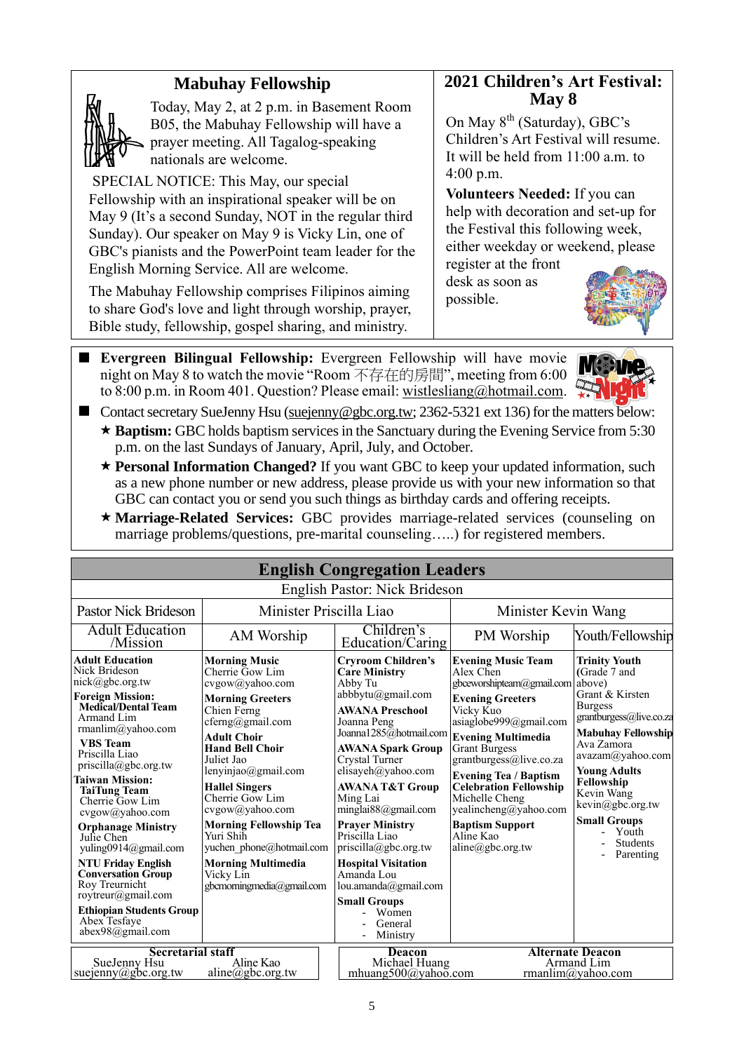## Mabuhay Fellowship

Today, May 2, at 2 p.m. in Basement Room B05, the Mabuhay Fellowship will have a prayer meeting. All Tagalog-speaking nationals are welcome.

SPECIAL NOTICE: This May, our special Fellowship with an inspirational speaker will be on May 9 (It's a second Sunday, NOT in the regular third Sunday). Our speaker on May 9 is Vicky Lin, one of GBC's pianists and the PowerPoint team leader for the English Morning Service. All are welcome.

The Mabuhay Fellowship comprises Filipinos aiming to share God's love and light through worship, prayer, Bible study, fellowship, gospel sharing, and ministry.

## 2021 Children's Art Festival: May 8

On May 8th (Saturday), GBC's Children's Art Festival will resume. It will be held from 11:00 a.m. to 4:00 p.m.

**Volunteers Needed:** If you can help with decoration and set-up for the Festival this following week, either weekday or weekend, please register at the front desk as soon as possible.

- **Evergreen Bilingual Fellowship:** Evergreen Fellowship will have movie night on May 8 to watch the movie "Room 不存在的房間", meeting from 6:00 to 8:00 p.m. in Room 401. Question? Please email: wistlesliang@hotmail.com.
- Contact secretary SueJenny Hsu (suejenny@gbc.org.tw; 2362-5321 ext 136) for the matters below:
  - ★ **Baptism:** GBC holds baptism services in the Sanctuary during the Evening Service from 5:30 p.m. on the last Sundays of January, April, July, and October.
  - ★ **Personal Information Changed?** If you want GBC to keep your updated information, such as a new phone number or new address, please provide us with your new information so that GBC can contact you or send you such things as birthday cards and offering receipts.
  - ★ **Marriage-Related Services:** GBC provides marriage-related services (counseling on marriage problems/questions, pre-marital counseling…..) for registered members.

## English Congregation Leaders

English Pastor: Nick Brideson

| Pastor Nick Brideson | Minister Priscilla Liao | | Minister Kevin Wang | |
|---|---|---|---|---|
| Adult Education /Mission | AM Worship | Children's Education/Caring | PM Worship | Youth/Fellowship |
| **Adult Education** Nick Brideson nick@gbc.org.tw<br>**Foreign Mission:** **Medical/Dental Team** Armand Lim rmanlim@yahoo.com<br>**VBS Team** Priscilla Liao priscilla@gbc.org.tw<br>**Taiwan Mission:** **TaiTung Team** Cherrie Gow Lim cvgow@yahoo.com<br>**Orphanage Ministry** Julie Chen yuling0914@gmail.com<br>**NTU Friday English Conversation Group** Roy Treurnicht roytreur@gmail.com<br>**Ethiopian Students Group** Abex Tesfaye abex98@gmail.com | **Morning Music** Cherrie Gow Lim cvgow@yahoo.com<br>**Morning Greeters** Chien Ferng cferng@gmail.com<br>**Adult Choir** **Hand Bell Choir** Juliet Jao lenyinjao@gmail.com<br>**Hallel Singers** Cherrie Gow Lim cvgow@yahoo.com<br>**Morning Fellowship Tea** Yuri Shih yuchen_phone@hotmail.com<br>**Morning Multimedia** Vicky Lin gbcmorningmedia@gmail.com | **Cryroom Children's Care Ministry** Abby Tu abbbytu@gmail.com<br>**AWANA Preschool** Joanna Peng Joanna1285@hotmail.com<br>**AWANA Spark Group** Crystal Turner elisayeh@yahoo.com<br>**AWANA T&T Group** Ming Lai minglai88@gmail.com<br>**Prayer Ministry** Priscilla Liao priscilla@gbc.org.tw<br>**Hospital Visitation** Amanda Lou lou.amanda@gmail.com<br>**Small Groups** - Women - General - Ministry | **Evening Music Team** Alex Chen gbceworshipteam@gmail.com<br>**Evening Greeters** Vicky Kuo asiaglobe999@gmail.com<br>**Evening Multimedia** Grant Burgess grantburgess@live.co.za<br>**Evening Tea / Baptism Celebration Fellowship** Michelle Cheng yealincheng@yahoo.com<br>**Baptism Support** Aline Kao aline@gbc.org.tw | **Trinity Youth** (Grade 7 and above) Grant & Kirsten Burgess grantburgess@live.co.za<br>**Mabuhay Fellowship** Ava Zamora avazam@yahoo.com<br>**Young Adults Fellowship** Kevin Wang kevin@gbc.org.tw<br>**Small Groups** - Youth - Students - Parenting |

| Secretarial staff | | Deacon | Alternate Deacon |
|---|---|---|---|
| SueJenny Hsu suejenny@gbc.org.tw | Aline Kao aline@gbc.org.tw | Michael Huang mhuang500@yahoo.com | Armand Lim rmanlim@yahoo.com |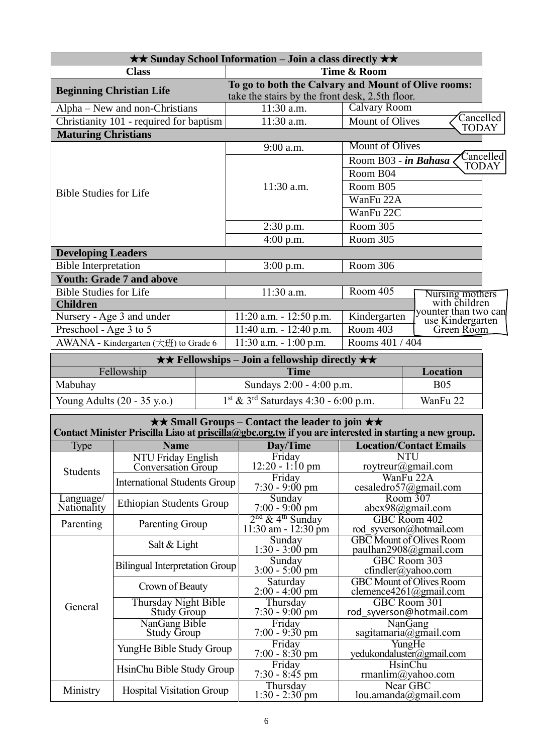| ★★ Sunday School Information – Join a class directly ★★ | | |
|---|---|---|
| **Class** | **Time & Room** | |
| **Beginning Christian Life** | **To go to both the Calvary and Mount of Olive rooms:** take the stairs by the front desk, 2.5th floor. | |
| Alpha – New and non-Christians | 11:30 a.m. | Calvary Room |
| Christianity 101 - required for baptism | 11:30 a.m. | Mount of Olives (Cancelled TODAY) |
| **Maturing Christians** | | |
| Bible Studies for Life | 9:00 a.m. | Mount of Olives |
| | 11:30 a.m. | Room B03 - ***in Bahasa*** (Cancelled TODAY) |
| | | Room B04 |
| | | Room B05 |
| | | WanFu 22A |
| | | WanFu 22C |
| | 2:30 p.m. | Room 305 |
| | 4:00 p.m. | Room 305 |
| **Developing Leaders** | | |
| Bible Interpretation | 3:00 p.m. | Room 306 |
| **Youth: Grade 7 and above** | | |
| Bible Studies for Life | 11:30 a.m. | Room 405 |
| **Children** | | |
| Nursery - Age 3 and under | 11:20 a.m. - 12:50 p.m. | Kindergarten |
| Preschool - Age 3 to 5 | 11:40 a.m. - 12:40 p.m. | Room 403 |
| AWANA - Kindergarten (大班) to Grade 6 | 11:30 a.m. - 1:00 p.m. | Rooms 401 / 404 |

Nursing mothers with children younter than two can use Kindergarten Green Room

| ★★ Fellowships – Join a fellowship directly ★★ | | |
|---|---|---|
| Fellowship | **Time** | **Location** |
| Mabuhay | Sundays 2:00 - 4:00 p.m. | B05 |
| Young Adults (20 - 35 y.o.) | 1st & 3rd Saturdays 4:30 - 6:00 p.m. | WanFu 22 |

**★★ Small Groups – Contact the leader to join ★★**
**Contact Minister Priscilla Liao at priscilla@gbc.org.tw if you are interested in starting a new group.**

| Type | Name | Day/Time | Location/Contact Emails |
|---|---|---|---|
| Students | NTU Friday English Conversation Group | Friday 12:20 - 1:10 pm | NTU roytreur@gmail.com |
| | International Students Group | Friday 7:30 - 9:00 pm | WanFu 22A cesaledro57@gmail.com |
| Language/ Nationality | Ethiopian Students Group | Sunday 7:00 - 9:00 pm | Room 307 abex98@gmail.com |
| Parenting | Parenting Group | 2nd & 4th Sunday 11:30 am - 12:30 pm | GBC Room 402 rod_syverson@hotmail.com |
| General | Salt & Light | Sunday 1:30 - 3:00 pm | GBC Mount of Olives Room paulhan2908@gmail.com |
| | Bilingual Interpretation Group | Sunday 3:00 - 5:00 pm | GBC Room 303 cfindler@yahoo.com |
| | Crown of Beauty | Saturday 2:00 - 4:00 pm | GBC Mount of Olives Room clemence4261@gmail.com |
| | Thursday Night Bible Study Group | Thursday 7:30 - 9:00 pm | GBC Room 301 rod_syverson@hotmail.com |
| | NanGang Bible Study Group | Friday 7:00 - 9:30 pm | NanGang sagitamaria@gmail.com |
| | YungHe Bible Study Group | Friday 7:00 - 8:30 pm | YungHe yedukondaluster@gmail.com |
| | HsinChu Bible Study Group | Friday 7:30 - 8:45 pm | HsinChu rmanlim@yahoo.com |
| Ministry | Hospital Visitation Group | Thursday 1:30 - 2:30 pm | Near GBC lou.amanda@gmail.com |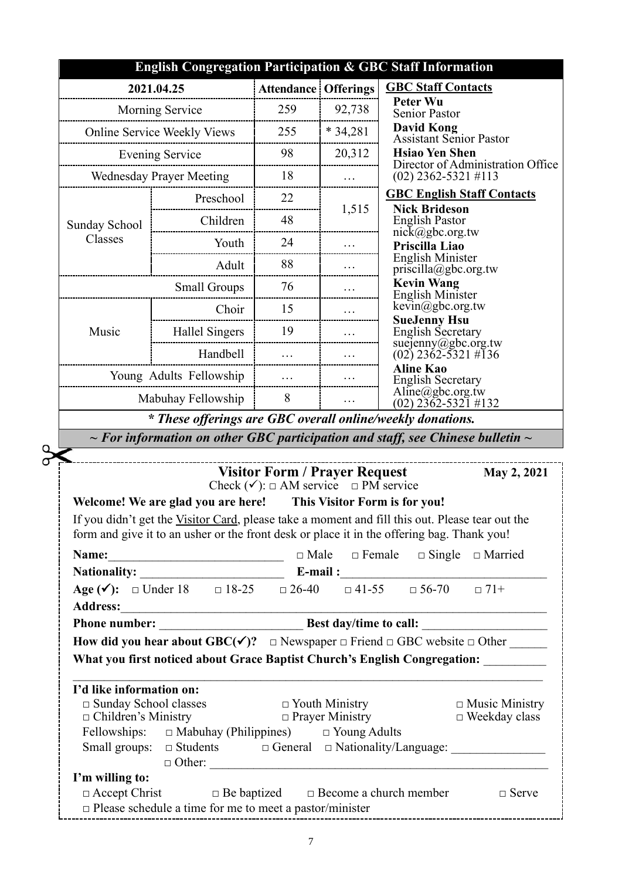## English Congregation Participation & GBC Staff Information

| 2021.04.25 | | Attendance | Offerings |
|---|---|---|---|
| Morning Service | | 259 | 92,738 |
| Online Service Weekly Views | | 255 | * 34,281 |
| Evening Service | | 98 | 20,312 |
| Wednesday Prayer Meeting | | 18 | … |
| Sunday School Classes | Preschool | 22 | 1,515 |
| | Children | 48 | |
| | Youth | 24 | … |
| | Adult | 88 | … |
| Small Groups | | 76 | … |
| Music | Choir | 15 | … |
| | Hallel Singers | 19 | … |
| | Handbell | … | … |
| Young Adults Fellowship | | … | … |
| Mabuhay Fellowship | | 8 | … |

***These offerings are GBC overall online/weekly donations.**

**GBC Staff Contacts**

**Peter Wu**
Senior Pastor

**David Kong**
Assistant Senior Pastor

**Hsiao Yen Shen**
Director of Administration Office
(02) 2362-5321 #113

**GBC English Staff Contacts**

**Nick Brideson**
English Pastor
nick@gbc.org.tw

**Priscilla Liao**
English Minister
priscilla@gbc.org.tw

**Kevin Wang**
English Minister
kevin@gbc.org.tw

**SueJenny Hsu**
English Secretary
suejenny@gbc.org.tw
(02) 2362-5321 #136

**Aline Kao**
English Secretary
Aline@gbc.org.tw
(02) 2362-5321 #132

***~ For information on other GBC participation and staff, see Chinese bulletin ~***

---

### Visitor Form / Prayer Request — May 2, 2021

Check (✓): □ AM service □ PM service

**Welcome! We are glad you are here! This Visitor Form is for you!**

If you didn't get the Visitor Card, please take a moment and fill this out. Please tear out the form and give it to an usher or the front desk or place it in the offering bag. Thank you!

**Name:**\_\_\_\_\_\_\_\_\_\_\_\_\_\_\_\_\_\_\_\_ □ Male □ Female □ Single □ Married

**Nationality:** \_\_\_\_\_\_\_\_\_\_\_\_\_\_\_\_\_\_\_\_ **E-mail :**\_\_\_\_\_\_\_\_\_\_\_\_\_\_\_\_\_\_\_\_

**Age (✓):** □ Under 18 □ 18-25 □ 26-40 □ 41-55 □ 56-70 □ 71+

**Address:**\_\_\_\_\_\_\_\_\_\_\_\_\_\_\_\_\_\_\_\_\_\_\_\_\_\_\_\_\_\_\_\_\_\_\_\_\_\_\_\_

**Phone number:** \_\_\_\_\_\_\_\_\_\_\_\_\_\_\_\_\_\_\_\_ **Best day/time to call:** \_\_\_\_\_\_\_\_\_\_\_\_\_\_\_\_\_\_\_\_

**How did you hear about GBC(✓)?** □ Newspaper □ Friend □ GBC website □ Other \_\_\_\_\_\_

**What you first noticed about Grace Baptist Church's English Congregation:** \_\_\_\_\_\_\_\_\_\_

\_\_\_\_\_\_\_\_\_\_\_\_\_\_\_\_\_\_\_\_\_\_\_\_\_\_\_\_\_\_\_\_\_\_\_\_\_\_\_\_\_\_\_\_\_\_\_\_\_\_\_\_\_\_\_\_\_\_\_\_

**I'd like information on:**

□ Sunday School classes □ Youth Ministry □ Music Ministry
□ Children's Ministry □ Prayer Ministry □ Weekday class

Fellowships: □ Mabuhay (Philippines) □ Young Adults

Small groups: □ Students □ General □ Nationality/Language: \_\_\_\_\_\_\_\_\_\_\_\_\_\_\_
□ Other: \_\_\_\_\_\_\_\_\_\_\_\_\_\_\_\_\_\_\_\_\_\_\_\_\_\_\_\_\_\_\_\_\_\_\_\_\_\_\_\_

**I'm willing to:**

□ Accept Christ □ Be baptized □ Become a church member □ Serve
□ Please schedule a time for me to meet a pastor/minister